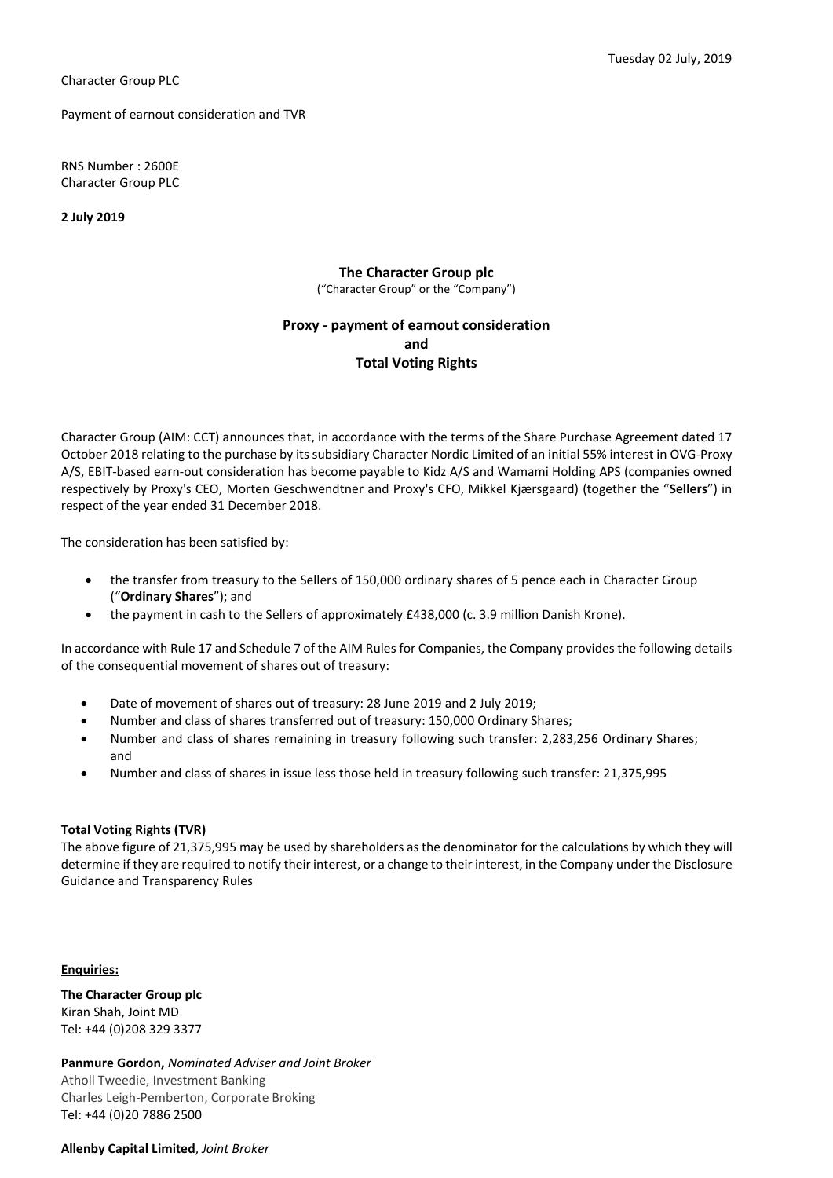Tuesday 02 July, 2019

Character Group PLC

Payment of earnout consideration and TVR

RNS Number : 2600E
Character Group PLC

**2 July 2019**

**The Character Group plc**
("Character Group" or the "Company")

**Proxy - payment of earnout consideration**
**and**
**Total Voting Rights**

Character Group (AIM: CCT) announces that, in accordance with the terms of the Share Purchase Agreement dated 17 October 2018 relating to the purchase by its subsidiary Character Nordic Limited of an initial 55% interest in OVG-Proxy A/S, EBIT-based earn-out consideration has become payable to Kidz A/S and Wamami Holding APS (companies owned respectively by Proxy's CEO, Morten Geschwendtner and Proxy's CFO, Mikkel Kjærsgaard) (together the "**Sellers**") in respect of the year ended 31 December 2018.

The consideration has been satisfied by:

- the transfer from treasury to the Sellers of 150,000 ordinary shares of 5 pence each in Character Group ("**Ordinary Shares**"); and
- the payment in cash to the Sellers of approximately £438,000 (c. 3.9 million Danish Krone).

In accordance with Rule 17 and Schedule 7 of the AIM Rules for Companies, the Company provides the following details of the consequential movement of shares out of treasury:

- Date of movement of shares out of treasury: 28 June 2019 and 2 July 2019;
- Number and class of shares transferred out of treasury: 150,000 Ordinary Shares;
- Number and class of shares remaining in treasury following such transfer: 2,283,256 Ordinary Shares; and
- Number and class of shares in issue less those held in treasury following such transfer: 21,375,995

**Total Voting Rights (TVR)**
The above figure of 21,375,995 may be used by shareholders as the denominator for the calculations by which they will determine if they are required to notify their interest, or a change to their interest, in the Company under the Disclosure Guidance and Transparency Rules

**Enquiries:**

**The Character Group plc**
Kiran Shah, Joint MD
Tel: +44 (0)208 329 3377

**Panmure Gordon,** *Nominated Adviser and Joint Broker*
Atholl Tweedie, Investment Banking
Charles Leigh-Pemberton, Corporate Broking
Tel: +44 (0)20 7886 2500

**Allenby Capital Limited**, *Joint Broker*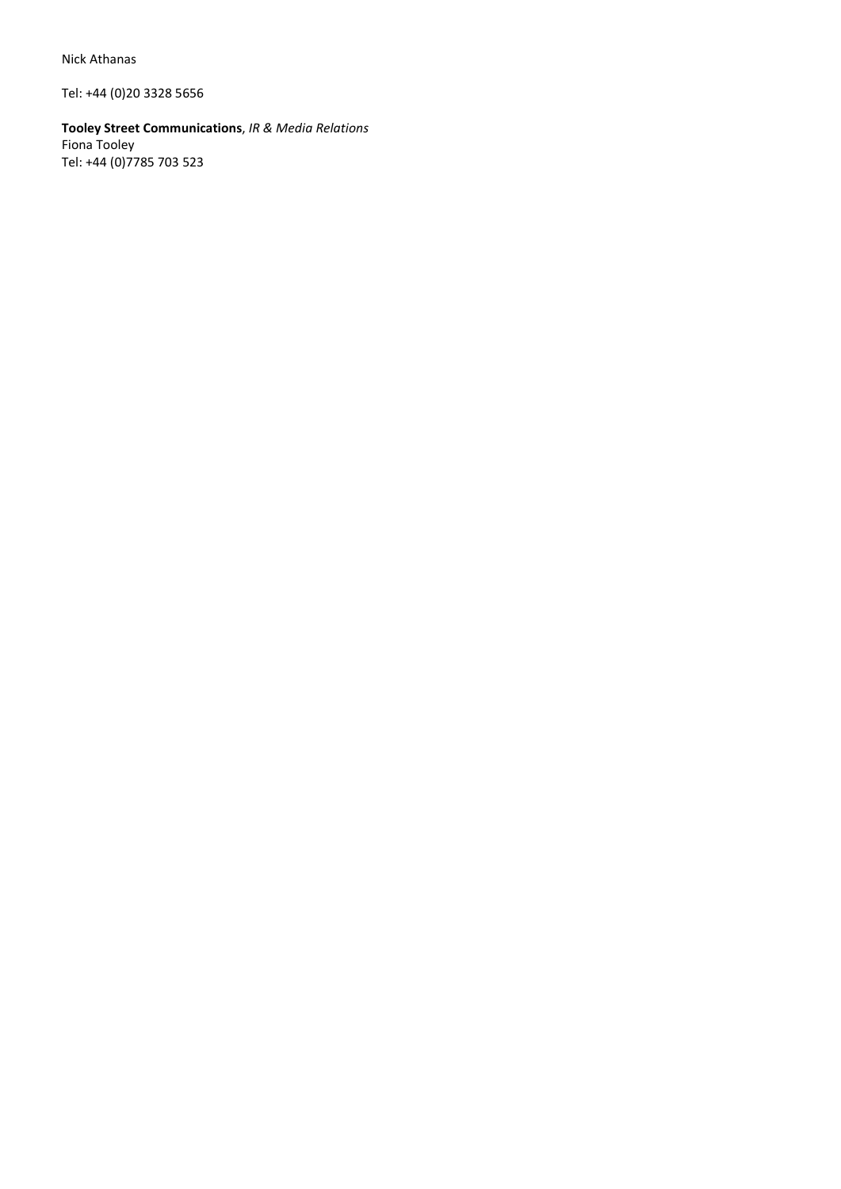Nick Athanas

Tel: +44 (0)20 3328 5656

**Tooley Street Communications**, *IR & Media Relations*
Fiona Tooley
Tel: +44 (0)7785 703 523